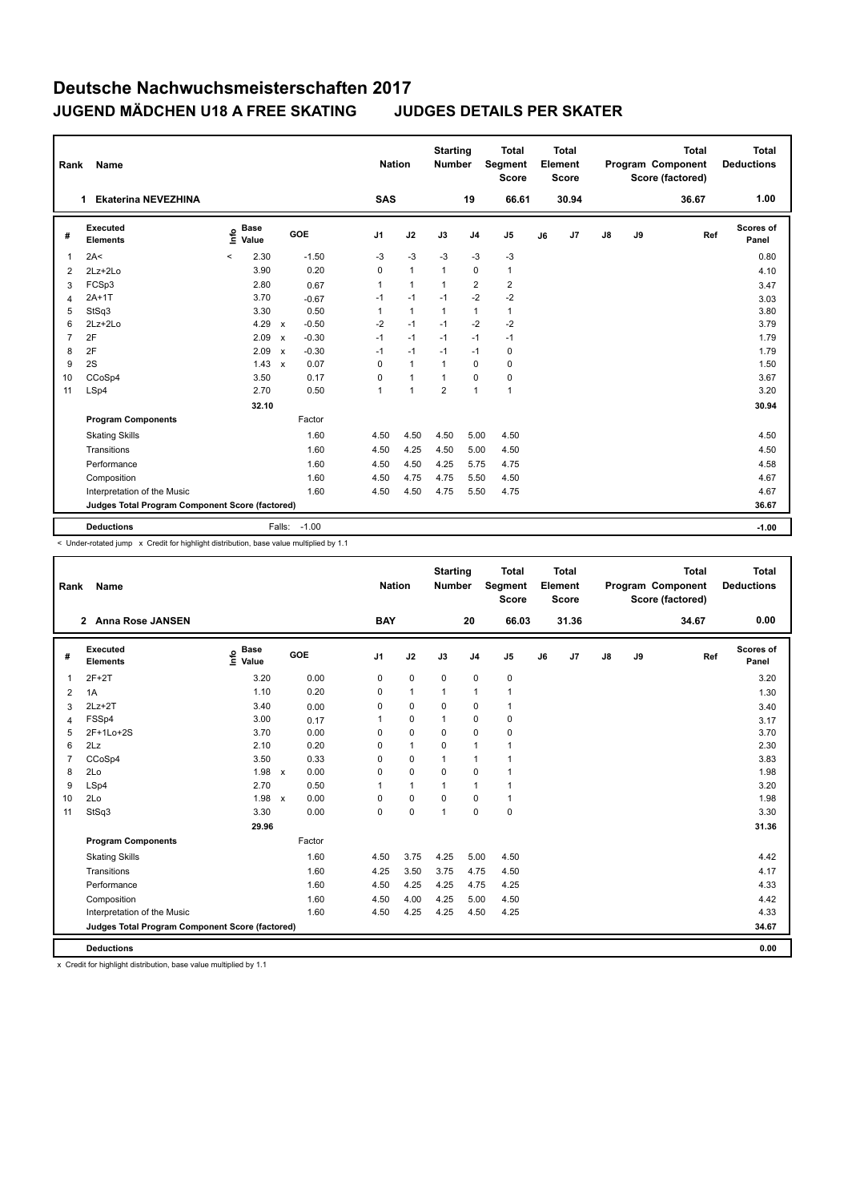# Deutsche Nachwuchsmeisterschaften 2017

## JUGEND MÄDCHEN U18 A FREE SKATING JUDGES DETAILS PER SKATER

| Rank | Name | Nation | Starting Number | Total Segment Score | Total Element Score | Total Program Component Score (factored) | Total Deductions |
|---|---|---|---|---|---|---|---|
| 1 | Ekaterina NEVEZHINA | SAS | 19 | 66.61 | 30.94 | 36.67 | 1.00 |

| # | Executed Elements | Info | Base Value | | GOE | J1 | J2 | J3 | J4 | J5 | J6 | J7 | J8 | J9 | Ref | Scores of Panel |
|---|---|---|---|---|---|---|---|---|---|---|---|---|---|---|---|---|
| 1 | 2A< | < | 2.30 | | -1.50 | -3 | -3 | -3 | -3 | -3 | | | | | | 0.80 |
| 2 | 2Lz+2Lo | | 3.90 | | 0.20 | 0 | 1 | 1 | 0 | 1 | | | | | | 4.10 |
| 3 | FCSp3 | | 2.80 | | 0.67 | 1 | 1 | 1 | 2 | 2 | | | | | | 3.47 |
| 4 | 2A+1T | | 3.70 | | -0.67 | -1 | -1 | -1 | -2 | -2 | | | | | | 3.03 |
| 5 | StSq3 | | 3.30 | | 0.50 | 1 | 1 | 1 | 1 | 1 | | | | | | 3.80 |
| 6 | 2Lz+2Lo | | 4.29 | x | -0.50 | -2 | -1 | -1 | -2 | -2 | | | | | | 3.79 |
| 7 | 2F | | 2.09 | x | -0.30 | -1 | -1 | -1 | -1 | -1 | | | | | | 1.79 |
| 8 | 2F | | 2.09 | x | -0.30 | -1 | -1 | -1 | -1 | 0 | | | | | | 1.79 |
| 9 | 2S | | 1.43 | x | 0.07 | 0 | 1 | 1 | 0 | 0 | | | | | | 1.50 |
| 10 | CCoSp4 | | 3.50 | | 0.17 | 0 | 1 | 1 | 0 | 0 | | | | | | 3.67 |
| 11 | LSp4 | | 2.70 | | 0.50 | 1 | 1 | 2 | 1 | 1 | | | | | | 3.20 |
| | | | 32.10 | | | | | | | | | | | | | 30.94 |
| | **Program Components** | | | | Factor | | | | | | | | | | | |
| | Skating Skills | | | | 1.60 | 4.50 | 4.50 | 4.50 | 5.00 | 4.50 | | | | | | 4.50 |
| | Transitions | | | | 1.60 | 4.50 | 4.25 | 4.50 | 5.00 | 4.50 | | | | | | 4.50 |
| | Performance | | | | 1.60 | 4.50 | 4.50 | 4.25 | 5.75 | 4.75 | | | | | | 4.58 |
| | Composition | | | | 1.60 | 4.50 | 4.75 | 4.75 | 5.50 | 4.50 | | | | | | 4.67 |
| | Interpretation of the Music | | | | 1.60 | 4.50 | 4.50 | 4.75 | 5.50 | 4.75 | | | | | | 4.67 |
| | **Judges Total Program Component Score (factored)** | | | | | | | | | | | | | | | 36.67 |
| | **Deductions** | | | Falls: | -1.00 | | | | | | | | | | | -1.00 |

< Under-rotated jump x Credit for highlight distribution, base value multiplied by 1.1

| Rank | Name | Nation | Starting Number | Total Segment Score | Total Element Score | Total Program Component Score (factored) | Total Deductions |
|---|---|---|---|---|---|---|---|
| 2 | Anna Rose JANSEN | BAY | 20 | 66.03 | 31.36 | 34.67 | 0.00 |

| # | Executed Elements | Info | Base Value | | GOE | J1 | J2 | J3 | J4 | J5 | J6 | J7 | J8 | J9 | Ref | Scores of Panel |
|---|---|---|---|---|---|---|---|---|---|---|---|---|---|---|---|---|
| 1 | 2F+2T | | 3.20 | | 0.00 | 0 | 0 | 0 | 0 | 0 | | | | | | 3.20 |
| 2 | 1A | | 1.10 | | 0.20 | 0 | 1 | 1 | 1 | 1 | | | | | | 1.30 |
| 3 | 2Lz+2T | | 3.40 | | 0.00 | 0 | 0 | 0 | 0 | 1 | | | | | | 3.40 |
| 4 | FSSp4 | | 3.00 | | 0.17 | 1 | 0 | 1 | 0 | 0 | | | | | | 3.17 |
| 5 | 2F+1Lo+2S | | 3.70 | | 0.00 | 0 | 0 | 0 | 0 | 0 | | | | | | 3.70 |
| 6 | 2Lz | | 2.10 | | 0.20 | 0 | 1 | 0 | 1 | 1 | | | | | | 2.30 |
| 7 | CCoSp4 | | 3.50 | | 0.33 | 0 | 0 | 1 | 1 | 1 | | | | | | 3.83 |
| 8 | 2Lo | | 1.98 | x | 0.00 | 0 | 0 | 0 | 0 | 1 | | | | | | 1.98 |
| 9 | LSp4 | | 2.70 | | 0.50 | 1 | 1 | 1 | 1 | 1 | | | | | | 3.20 |
| 10 | 2Lo | | 1.98 | x | 0.00 | 0 | 0 | 0 | 0 | 1 | | | | | | 1.98 |
| 11 | StSq3 | | 3.30 | | 0.00 | 0 | 0 | 1 | 0 | 0 | | | | | | 3.30 |
| | | | 29.96 | | | | | | | | | | | | | 31.36 |
| | **Program Components** | | | | Factor | | | | | | | | | | | |
| | Skating Skills | | | | 1.60 | 4.50 | 3.75 | 4.25 | 5.00 | 4.50 | | | | | | 4.42 |
| | Transitions | | | | 1.60 | 4.25 | 3.50 | 3.75 | 4.75 | 4.50 | | | | | | 4.17 |
| | Performance | | | | 1.60 | 4.50 | 4.25 | 4.25 | 4.75 | 4.25 | | | | | | 4.33 |
| | Composition | | | | 1.60 | 4.50 | 4.00 | 4.25 | 5.00 | 4.50 | | | | | | 4.42 |
| | Interpretation of the Music | | | | 1.60 | 4.50 | 4.25 | 4.25 | 4.50 | 4.25 | | | | | | 4.33 |
| | **Judges Total Program Component Score (factored)** | | | | | | | | | | | | | | | 34.67 |
| | **Deductions** | | | | | | | | | | | | | | | 0.00 |

x Credit for highlight distribution, base value multiplied by 1.1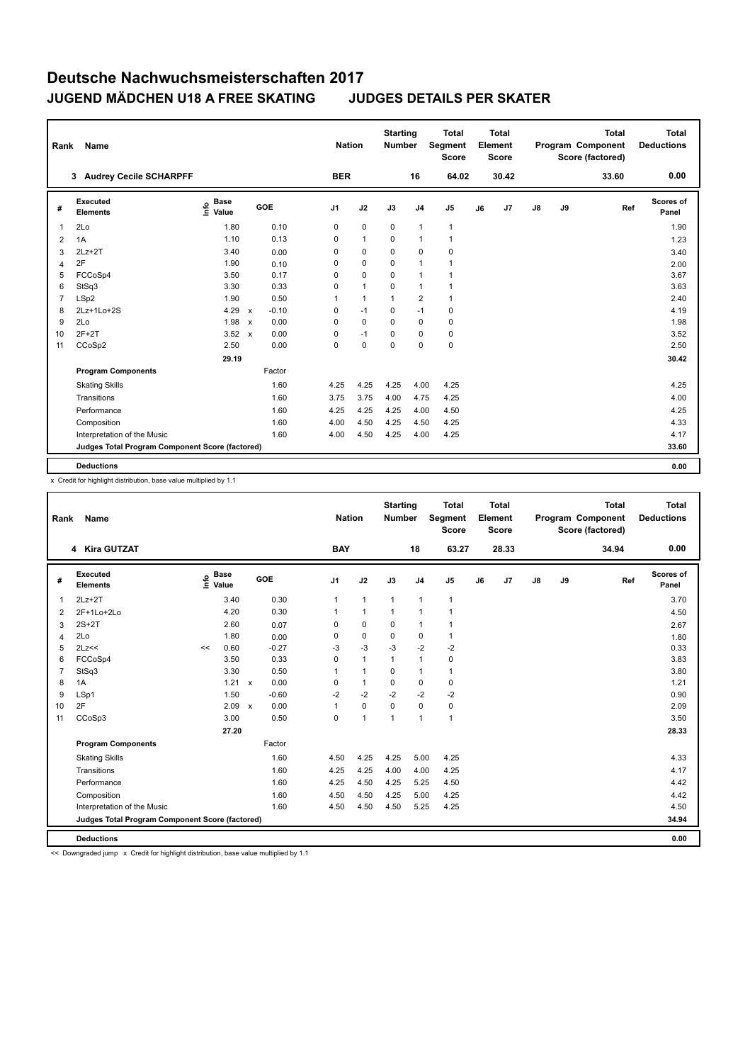# Deutsche Nachwuchsmeisterschaften 2017

## JUGEND MÄDCHEN U18 A FREE SKATING JUDGES DETAILS PER SKATER

| Rank | Name | Nation | Starting Number | Total Segment Score | Total Element Score | Total Program Component Score (factored) | Total Deductions |
|---|---|---|---|---|---|---|---|
| 3 | Audrey Cecile SCHARPFF | BER | 16 | 64.02 | 30.42 | 33.60 | 0.00 |

| # | Executed Elements | Info | Base Value | | GOE | J1 | J2 | J3 | J4 | J5 | J6 | J7 | J8 | J9 | Ref | Scores of Panel |
|---|---|---|---|---|---|---|---|---|---|---|---|---|---|---|---|---|
| 1 | 2Lo | | 1.80 | | 0.10 | 0 | 0 | 0 | 1 | 1 | | | | | | 1.90 |
| 2 | 1A | | 1.10 | | 0.13 | 0 | 1 | 0 | 1 | 1 | | | | | | 1.23 |
| 3 | 2Lz+2T | | 3.40 | | 0.00 | 0 | 0 | 0 | 0 | 0 | | | | | | 3.40 |
| 4 | 2F | | 1.90 | | 0.10 | 0 | 0 | 0 | 1 | 1 | | | | | | 2.00 |
| 5 | FCCoSp4 | | 3.50 | | 0.17 | 0 | 0 | 0 | 1 | 1 | | | | | | 3.67 |
| 6 | StSq3 | | 3.30 | | 0.33 | 0 | 1 | 0 | 1 | 1 | | | | | | 3.63 |
| 7 | LSp2 | | 1.90 | | 0.50 | 1 | 1 | 1 | 2 | 1 | | | | | | 2.40 |
| 8 | 2Lz+1Lo+2S | | 4.29 | x | -0.10 | 0 | -1 | 0 | -1 | 0 | | | | | | 4.19 |
| 9 | 2Lo | | 1.98 | x | 0.00 | 0 | 0 | 0 | 0 | 0 | | | | | | 1.98 |
| 10 | 2F+2T | | 3.52 | x | 0.00 | 0 | -1 | 0 | 0 | 0 | | | | | | 3.52 |
| 11 | CCoSp2 | | 2.50 | | 0.00 | 0 | 0 | 0 | 0 | 0 | | | | | | 2.50 |
| | | | 29.19 | | | | | | | | | | | | | 30.42 |
| | **Program Components** | | | | Factor | | | | | | | | | | | |
| | Skating Skills | | | | 1.60 | 4.25 | 4.25 | 4.25 | 4.00 | 4.25 | | | | | | 4.25 |
| | Transitions | | | | 1.60 | 3.75 | 3.75 | 4.00 | 4.75 | 4.25 | | | | | | 4.00 |
| | Performance | | | | 1.60 | 4.25 | 4.25 | 4.25 | 4.00 | 4.50 | | | | | | 4.25 |
| | Composition | | | | 1.60 | 4.00 | 4.50 | 4.25 | 4.50 | 4.25 | | | | | | 4.33 |
| | Interpretation of the Music | | | | 1.60 | 4.00 | 4.50 | 4.25 | 4.00 | 4.25 | | | | | | 4.17 |
| | **Judges Total Program Component Score (factored)** | | | | | | | | | | | | | | | 33.60 |
| | **Deductions** | | | | | | | | | | | | | | | 0.00 |

x Credit for highlight distribution, base value multiplied by 1.1

| Rank | Name | Nation | Starting Number | Total Segment Score | Total Element Score | Total Program Component Score (factored) | Total Deductions |
|---|---|---|---|---|---|---|---|
| 4 | Kira GUTZAT | BAY | 18 | 63.27 | 28.33 | 34.94 | 0.00 |

| # | Executed Elements | Info | Base Value | | GOE | J1 | J2 | J3 | J4 | J5 | J6 | J7 | J8 | J9 | Ref | Scores of Panel |
|---|---|---|---|---|---|---|---|---|---|---|---|---|---|---|---|---|
| 1 | 2Lz+2T | | 3.40 | | 0.30 | 1 | 1 | 1 | 1 | 1 | | | | | | 3.70 |
| 2 | 2F+1Lo+2Lo | | 4.20 | | 0.30 | 1 | 1 | 1 | 1 | 1 | | | | | | 4.50 |
| 3 | 2S+2T | | 2.60 | | 0.07 | 0 | 0 | 0 | 1 | 1 | | | | | | 2.67 |
| 4 | 2Lo | | 1.80 | | 0.00 | 0 | 0 | 0 | 0 | 1 | | | | | | 1.80 |
| 5 | 2Lz<< | << | 0.60 | | -0.27 | -3 | -3 | -3 | -2 | -2 | | | | | | 0.33 |
| 6 | FCCoSp4 | | 3.50 | | 0.33 | 0 | 1 | 1 | 1 | 0 | | | | | | 3.83 |
| 7 | StSq3 | | 3.30 | | 0.50 | 1 | 1 | 0 | 1 | 1 | | | | | | 3.80 |
| 8 | 1A | | 1.21 | x | 0.00 | 0 | 1 | 0 | 0 | 0 | | | | | | 1.21 |
| 9 | LSp1 | | 1.50 | | -0.60 | -2 | -2 | -2 | -2 | -2 | | | | | | 0.90 |
| 10 | 2F | | 2.09 | x | 0.00 | 1 | 0 | 0 | 0 | 0 | | | | | | 2.09 |
| 11 | CCoSp3 | | 3.00 | | 0.50 | 0 | 1 | 1 | 1 | 1 | | | | | | 3.50 |
| | | | 27.20 | | | | | | | | | | | | | 28.33 |
| | **Program Components** | | | | Factor | | | | | | | | | | | |
| | Skating Skills | | | | 1.60 | 4.50 | 4.25 | 4.25 | 5.00 | 4.25 | | | | | | 4.33 |
| | Transitions | | | | 1.60 | 4.25 | 4.25 | 4.00 | 4.00 | 4.25 | | | | | | 4.17 |
| | Performance | | | | 1.60 | 4.25 | 4.50 | 4.25 | 5.25 | 4.50 | | | | | | 4.42 |
| | Composition | | | | 1.60 | 4.50 | 4.50 | 4.25 | 5.00 | 4.25 | | | | | | 4.42 |
| | Interpretation of the Music | | | | 1.60 | 4.50 | 4.50 | 4.50 | 5.25 | 4.25 | | | | | | 4.50 |
| | **Judges Total Program Component Score (factored)** | | | | | | | | | | | | | | | 34.94 |
| | **Deductions** | | | | | | | | | | | | | | | 0.00 |

<< Downgraded jump x Credit for highlight distribution, base value multiplied by 1.1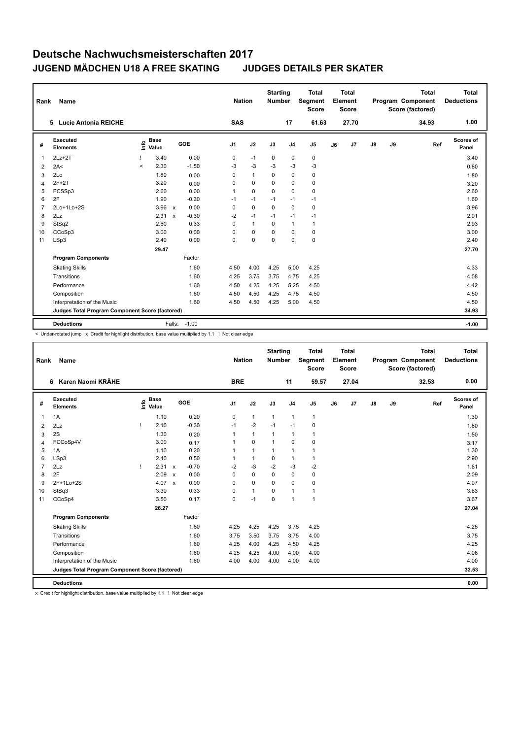# Deutsche Nachwuchsmeisterschaften 2017

## JUGEND MÄDCHEN U18 A FREE SKATING JUDGES DETAILS PER SKATER

| Rank | Name | Nation | Starting Number | Total Segment Score | Total Element Score | Total Program Component Score (factored) | Total Deductions |
|---|---|---|---|---|---|---|---|
| 5 | Lucie Antonia REICHE | SAS | 17 | 61.63 | 27.70 | 34.93 | 1.00 |

| # | Executed Elements | Info | Base Value | | GOE | J1 | J2 | J3 | J4 | J5 | J6 | J7 | J8 | J9 | Ref | Scores of Panel |
|---|---|---|---|---|---|---|---|---|---|---|---|---|---|---|---|---|
| 1 | 2Lz+2T | ! | 3.40 | | 0.00 | 0 | -1 | 0 | 0 | 0 | | | | | | 3.40 |
| 2 | 2A< | < | 2.30 | | -1.50 | -3 | -3 | -3 | -3 | -3 | | | | | | 0.80 |
| 3 | 2Lo | | 1.80 | | 0.00 | 0 | 1 | 0 | 0 | 0 | | | | | | 1.80 |
| 4 | 2F+2T | | 3.20 | | 0.00 | 0 | 0 | 0 | 0 | 0 | | | | | | 3.20 |
| 5 | FCSSp3 | | 2.60 | | 0.00 | 1 | 0 | 0 | 0 | 0 | | | | | | 2.60 |
| 6 | 2F | | 1.90 | | -0.30 | -1 | -1 | -1 | -1 | -1 | | | | | | 1.60 |
| 7 | 2Lo+1Lo+2S | | 3.96 | x | 0.00 | 0 | 0 | 0 | 0 | 0 | | | | | | 3.96 |
| 8 | 2Lz | | 2.31 | x | -0.30 | -2 | -1 | -1 | -1 | -1 | | | | | | 2.01 |
| 9 | StSq2 | | 2.60 | | 0.33 | 0 | 1 | 0 | 1 | 1 | | | | | | 2.93 |
| 10 | CCoSp3 | | 3.00 | | 0.00 | 0 | 0 | 0 | 0 | 0 | | | | | | 3.00 |
| 11 | LSp3 | | 2.40 | | 0.00 | 0 | 0 | 0 | 0 | 0 | | | | | | 2.40 |
| | | | 29.47 | | | | | | | | | | | | | 27.70 |
| | **Program Components** | | | | Factor | | | | | | | | | | | |
| | Skating Skills | | | | 1.60 | 4.50 | 4.00 | 4.25 | 5.00 | 4.25 | | | | | | 4.33 |
| | Transitions | | | | 1.60 | 4.25 | 3.75 | 3.75 | 4.75 | 4.25 | | | | | | 4.08 |
| | Performance | | | | 1.60 | 4.50 | 4.25 | 4.25 | 5.25 | 4.50 | | | | | | 4.42 |
| | Composition | | | | 1.60 | 4.50 | 4.50 | 4.25 | 4.75 | 4.50 | | | | | | 4.50 |
| | Interpretation of the Music | | | | 1.60 | 4.50 | 4.50 | 4.25 | 5.00 | 4.50 | | | | | | 4.50 |
| | **Judges Total Program Component Score (factored)** | | | | | | | | | | | | | | | 34.93 |
| | **Deductions** | | | Falls: | -1.00 | | | | | | | | | | | -1.00 |

< Under-rotated jump x Credit for highlight distribution, base value multiplied by 1.1 ! Not clear edge

| Rank | Name | Nation | Starting Number | Total Segment Score | Total Element Score | Total Program Component Score (factored) | Total Deductions |
|---|---|---|---|---|---|---|---|
| 6 | Karen Naomi KRÄHE | BRE | 11 | 59.57 | 27.04 | 32.53 | 0.00 |

| # | Executed Elements | Info | Base Value | | GOE | J1 | J2 | J3 | J4 | J5 | J6 | J7 | J8 | J9 | Ref | Scores of Panel |
|---|---|---|---|---|---|---|---|---|---|---|---|---|---|---|---|---|
| 1 | 1A | | 1.10 | | 0.20 | 0 | 1 | 1 | 1 | 1 | | | | | | 1.30 |
| 2 | 2Lz | ! | 2.10 | | -0.30 | -1 | -2 | -1 | -1 | 0 | | | | | | 1.80 |
| 3 | 2S | | 1.30 | | 0.20 | 1 | 1 | 1 | 1 | 1 | | | | | | 1.50 |
| 4 | FCCoSp4V | | 3.00 | | 0.17 | 1 | 0 | 1 | 0 | 0 | | | | | | 3.17 |
| 5 | 1A | | 1.10 | | 0.20 | 1 | 1 | 1 | 1 | 1 | | | | | | 1.30 |
| 6 | LSp3 | | 2.40 | | 0.50 | 1 | 1 | 0 | 1 | 1 | | | | | | 2.90 |
| 7 | 2Lz | ! | 2.31 | x | -0.70 | -2 | -3 | -2 | -3 | -2 | | | | | | 1.61 |
| 8 | 2F | | 2.09 | x | 0.00 | 0 | 0 | 0 | 0 | 0 | | | | | | 2.09 |
| 9 | 2F+1Lo+2S | | 4.07 | x | 0.00 | 0 | 0 | 0 | 0 | 0 | | | | | | 4.07 |
| 10 | StSq3 | | 3.30 | | 0.33 | 0 | 1 | 0 | 1 | 1 | | | | | | 3.63 |
| 11 | CCoSp4 | | 3.50 | | 0.17 | 0 | -1 | 0 | 1 | 1 | | | | | | 3.67 |
| | | | 26.27 | | | | | | | | | | | | | 27.04 |
| | **Program Components** | | | | Factor | | | | | | | | | | | |
| | Skating Skills | | | | 1.60 | 4.25 | 4.25 | 4.25 | 3.75 | 4.25 | | | | | | 4.25 |
| | Transitions | | | | 1.60 | 3.75 | 3.50 | 3.75 | 3.75 | 4.00 | | | | | | 3.75 |
| | Performance | | | | 1.60 | 4.25 | 4.00 | 4.25 | 4.50 | 4.25 | | | | | | 4.25 |
| | Composition | | | | 1.60 | 4.25 | 4.25 | 4.00 | 4.00 | 4.00 | | | | | | 4.08 |
| | Interpretation of the Music | | | | 1.60 | 4.00 | 4.00 | 4.00 | 4.00 | 4.00 | | | | | | 4.00 |
| | **Judges Total Program Component Score (factored)** | | | | | | | | | | | | | | | 32.53 |
| | **Deductions** | | | | | | | | | | | | | | | 0.00 |

x Credit for highlight distribution, base value multiplied by 1.1 ! Not clear edge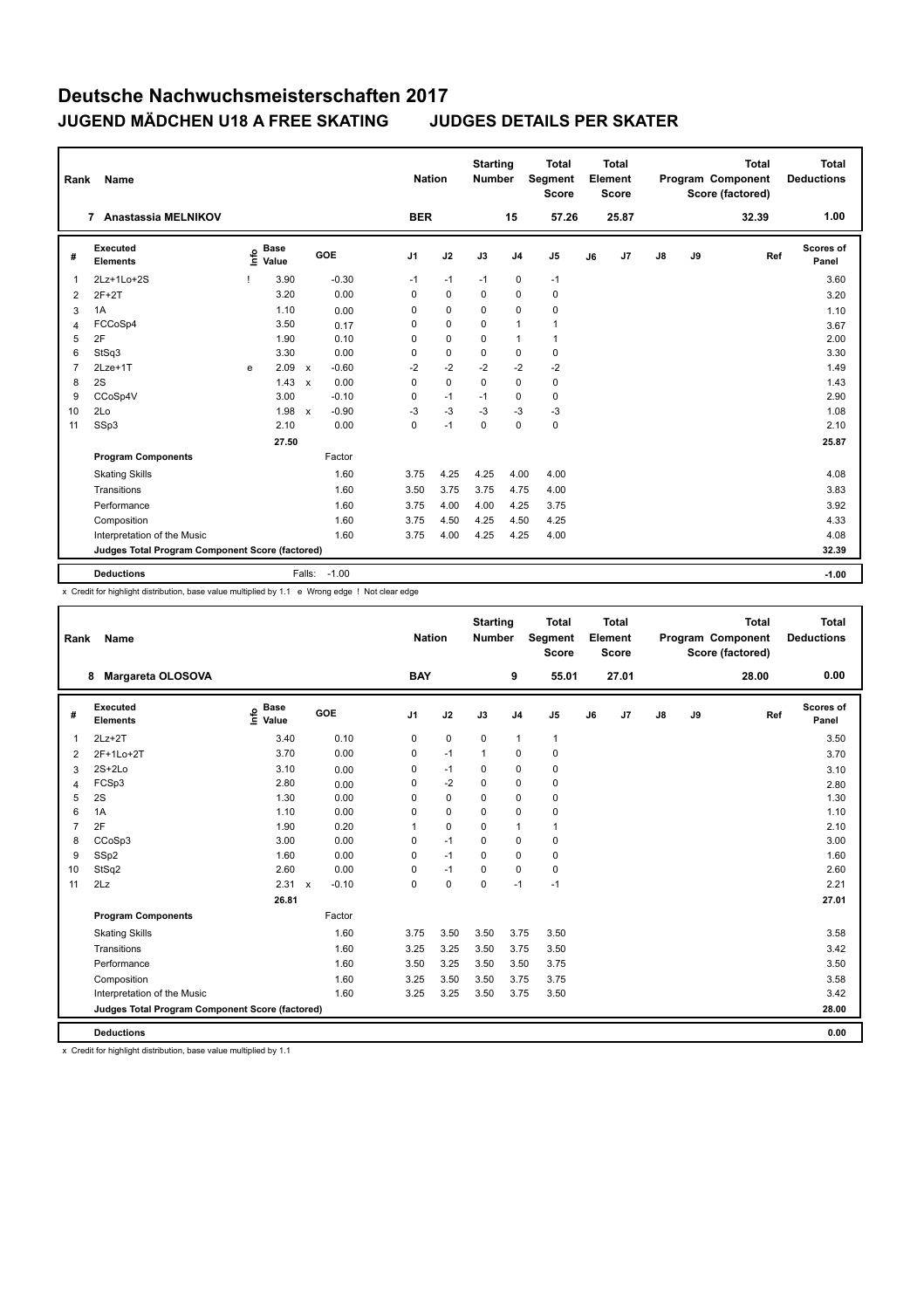# Deutsche Nachwuchsmeisterschaften 2017

## JUGEND MÄDCHEN U18 A FREE SKATING JUDGES DETAILS PER SKATER

| Rank | Name | Nation | Starting Number | Total Segment Score | Total Element Score | Total Program Component Score (factored) | Total Deductions |
|---|---|---|---|---|---|---|---|
| 7 | Anastassia MELNIKOV | BER | 15 | 57.26 | 25.87 | 32.39 | 1.00 |

| # | Executed Elements | Info | Base Value | | GOE | J1 | J2 | J3 | J4 | J5 | J6 | J7 | J8 | J9 | Ref | Scores of Panel |
|---|---|---|---|---|---|---|---|---|---|---|---|---|---|---|---|---|
| 1 | 2Lz+1Lo+2S | ! | 3.90 | | -0.30 | -1 | -1 | -1 | 0 | -1 | | | | | | 3.60 |
| 2 | 2F+2T | | 3.20 | | 0.00 | 0 | 0 | 0 | 0 | 0 | | | | | | 3.20 |
| 3 | 1A | | 1.10 | | 0.00 | 0 | 0 | 0 | 0 | 0 | | | | | | 1.10 |
| 4 | FCCoSp4 | | 3.50 | | 0.17 | 0 | 0 | 0 | 1 | 1 | | | | | | 3.67 |
| 5 | 2F | | 1.90 | | 0.10 | 0 | 0 | 0 | 1 | 1 | | | | | | 2.00 |
| 6 | StSq3 | | 3.30 | | 0.00 | 0 | 0 | 0 | 0 | 0 | | | | | | 3.30 |
| 7 | 2Lze+1T | e | 2.09 | x | -0.60 | -2 | -2 | -2 | -2 | -2 | | | | | | 1.49 |
| 8 | 2S | | 1.43 | x | 0.00 | 0 | 0 | 0 | 0 | 0 | | | | | | 1.43 |
| 9 | CCoSp4V | | 3.00 | | -0.10 | 0 | -1 | -1 | 0 | 0 | | | | | | 2.90 |
| 10 | 2Lo | | 1.98 | x | -0.90 | -3 | -3 | -3 | -3 | -3 | | | | | | 1.08 |
| 11 | SSp3 | | 2.10 | | 0.00 | 0 | -1 | 0 | 0 | 0 | | | | | | 2.10 |
| | | | 27.50 | | | | | | | | | | | | | 25.87 |
| | **Program Components** | | | | Factor | | | | | | | | | | | |
| | Skating Skills | | | | 1.60 | 3.75 | 4.25 | 4.25 | 4.00 | 4.00 | | | | | | 4.08 |
| | Transitions | | | | 1.60 | 3.50 | 3.75 | 3.75 | 4.75 | 4.00 | | | | | | 3.83 |
| | Performance | | | | 1.60 | 3.75 | 4.00 | 4.00 | 4.25 | 3.75 | | | | | | 3.92 |
| | Composition | | | | 1.60 | 3.75 | 4.50 | 4.25 | 4.50 | 4.25 | | | | | | 4.33 |
| | Interpretation of the Music | | | | 1.60 | 3.75 | 4.00 | 4.25 | 4.25 | 4.00 | | | | | | 4.08 |
| | **Judges Total Program Component Score (factored)** | | | | | | | | | | | | | | | 32.39 |
| | **Deductions** | | | Falls: | -1.00 | | | | | | | | | | | -1.00 |

x Credit for highlight distribution, base value multiplied by 1.1 e Wrong edge ! Not clear edge

| Rank | Name | Nation | Starting Number | Total Segment Score | Total Element Score | Total Program Component Score (factored) | Total Deductions |
|---|---|---|---|---|---|---|---|
| 8 | Margareta OLOSOVA | BAY | 9 | 55.01 | 27.01 | 28.00 | 0.00 |

| # | Executed Elements | Info | Base Value | | GOE | J1 | J2 | J3 | J4 | J5 | J6 | J7 | J8 | J9 | Ref | Scores of Panel |
|---|---|---|---|---|---|---|---|---|---|---|---|---|---|---|---|---|
| 1 | 2Lz+2T | | 3.40 | | 0.10 | 0 | 0 | 0 | 1 | 1 | | | | | | 3.50 |
| 2 | 2F+1Lo+2T | | 3.70 | | 0.00 | 0 | -1 | 1 | 0 | 0 | | | | | | 3.70 |
| 3 | 2S+2Lo | | 3.10 | | 0.00 | 0 | -1 | 0 | 0 | 0 | | | | | | 3.10 |
| 4 | FCSp3 | | 2.80 | | 0.00 | 0 | -2 | 0 | 0 | 0 | | | | | | 2.80 |
| 5 | 2S | | 1.30 | | 0.00 | 0 | 0 | 0 | 0 | 0 | | | | | | 1.30 |
| 6 | 1A | | 1.10 | | 0.00 | 0 | 0 | 0 | 0 | 0 | | | | | | 1.10 |
| 7 | 2F | | 1.90 | | 0.20 | 1 | 0 | 0 | 1 | 1 | | | | | | 2.10 |
| 8 | CCoSp3 | | 3.00 | | 0.00 | 0 | -1 | 0 | 0 | 0 | | | | | | 3.00 |
| 9 | SSp2 | | 1.60 | | 0.00 | 0 | -1 | 0 | 0 | 0 | | | | | | 1.60 |
| 10 | StSq2 | | 2.60 | | 0.00 | 0 | -1 | 0 | 0 | 0 | | | | | | 2.60 |
| 11 | 2Lz | | 2.31 | x | -0.10 | 0 | 0 | 0 | -1 | -1 | | | | | | 2.21 |
| | | | 26.81 | | | | | | | | | | | | | 27.01 |
| | **Program Components** | | | | Factor | | | | | | | | | | | |
| | Skating Skills | | | | 1.60 | 3.75 | 3.50 | 3.50 | 3.75 | 3.50 | | | | | | 3.58 |
| | Transitions | | | | 1.60 | 3.25 | 3.25 | 3.50 | 3.75 | 3.50 | | | | | | 3.42 |
| | Performance | | | | 1.60 | 3.50 | 3.25 | 3.50 | 3.50 | 3.75 | | | | | | 3.50 |
| | Composition | | | | 1.60 | 3.25 | 3.50 | 3.50 | 3.75 | 3.75 | | | | | | 3.58 |
| | Interpretation of the Music | | | | 1.60 | 3.25 | 3.25 | 3.50 | 3.75 | 3.50 | | | | | | 3.42 |
| | **Judges Total Program Component Score (factored)** | | | | | | | | | | | | | | | 28.00 |
| | **Deductions** | | | | | | | | | | | | | | | 0.00 |

x Credit for highlight distribution, base value multiplied by 1.1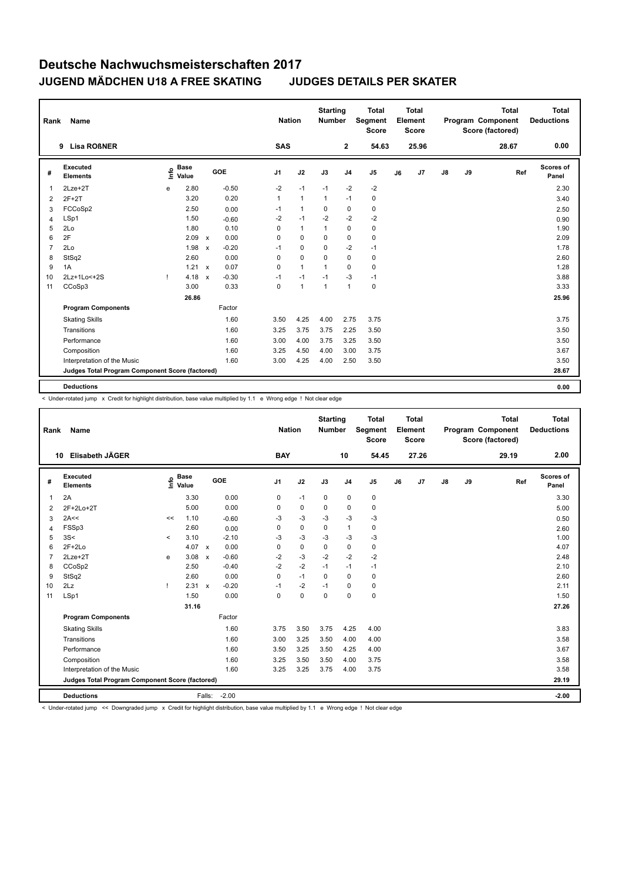# Deutsche Nachwuchsmeisterschaften 2017

## JUGEND MÄDCHEN U18 A FREE SKATING JUDGES DETAILS PER SKATER

| Rank | Name | Nation | Starting Number | Total Segment Score | Total Element Score | Total Program Component Score (factored) | Total Deductions |
|---|---|---|---|---|---|---|---|
| 9 | Lisa ROßNER | SAS | 2 | 54.63 | 25.96 | 28.67 | 0.00 |

| # | Executed Elements | Info | Base Value | | GOE | J1 | J2 | J3 | J4 | J5 | J6 | J7 | J8 | J9 | Ref | Scores of Panel |
|---|---|---|---|---|---|---|---|---|---|---|---|---|---|---|---|---|
| 1 | 2Lze+2T | e | 2.80 | | -0.50 | -2 | -1 | -1 | -2 | -2 | | | | | | 2.30 |
| 2 | 2F+2T | | 3.20 | | 0.20 | 1 | 1 | 1 | -1 | 0 | | | | | | 3.40 |
| 3 | FCCoSp2 | | 2.50 | | 0.00 | -1 | 1 | 0 | 0 | 0 | | | | | | 2.50 |
| 4 | LSp1 | | 1.50 | | -0.60 | -2 | -1 | -2 | -2 | -2 | | | | | | 0.90 |
| 5 | 2Lo | | 1.80 | | 0.10 | 0 | 1 | 1 | 0 | 0 | | | | | | 1.90 |
| 6 | 2F | | 2.09 | x | 0.00 | 0 | 0 | 0 | 0 | 0 | | | | | | 2.09 |
| 7 | 2Lo | | 1.98 | x | -0.20 | -1 | 0 | 0 | -2 | -1 | | | | | | 1.78 |
| 8 | StSq2 | | 2.60 | | 0.00 | 0 | 0 | 0 | 0 | 0 | | | | | | 2.60 |
| 9 | 1A | | 1.21 | x | 0.07 | 0 | 1 | 1 | 0 | 0 | | | | | | 1.28 |
| 10 | 2Lz+1Lo<+2S | ! | 4.18 | x | -0.30 | -1 | -1 | -1 | -3 | -1 | | | | | | 3.88 |
| 11 | CCoSp3 | | 3.00 | | 0.33 | 0 | 1 | 1 | 1 | 0 | | | | | | 3.33 |
| | | | 26.86 | | | | | | | | | | | | | 25.96 |
| | **Program Components** | | | | Factor | | | | | | | | | | | |
| | Skating Skills | | | | 1.60 | 3.50 | 4.25 | 4.00 | 2.75 | 3.75 | | | | | | 3.75 |
| | Transitions | | | | 1.60 | 3.25 | 3.75 | 3.75 | 2.25 | 3.50 | | | | | | 3.50 |
| | Performance | | | | 1.60 | 3.00 | 4.00 | 3.75 | 3.25 | 3.50 | | | | | | 3.50 |
| | Composition | | | | 1.60 | 3.25 | 4.50 | 4.00 | 3.00 | 3.75 | | | | | | 3.67 |
| | Interpretation of the Music | | | | 1.60 | 3.00 | 4.25 | 4.00 | 2.50 | 3.50 | | | | | | 3.50 |
| | **Judges Total Program Component Score (factored)** | | | | | | | | | | | | | | | 28.67 |
| | **Deductions** | | | | | | | | | | | | | | | 0.00 |

< Under-rotated jump x Credit for highlight distribution, base value multiplied by 1.1 e Wrong edge ! Not clear edge

| Rank | Name | Nation | Starting Number | Total Segment Score | Total Element Score | Total Program Component Score (factored) | Total Deductions |
|---|---|---|---|---|---|---|---|
| 10 | Elisabeth JÄGER | BAY | 10 | 54.45 | 27.26 | 29.19 | 2.00 |

| # | Executed Elements | Info | Base Value | | GOE | J1 | J2 | J3 | J4 | J5 | J6 | J7 | J8 | J9 | Ref | Scores of Panel |
|---|---|---|---|---|---|---|---|---|---|---|---|---|---|---|---|---|
| 1 | 2A | | 3.30 | | 0.00 | 0 | -1 | 0 | 0 | 0 | | | | | | 3.30 |
| 2 | 2F+2Lo+2T | | 5.00 | | 0.00 | 0 | 0 | 0 | 0 | 0 | | | | | | 5.00 |
| 3 | 2A<< | << | 1.10 | | -0.60 | -3 | -3 | -3 | -3 | -3 | | | | | | 0.50 |
| 4 | FSSp3 | | 2.60 | | 0.00 | 0 | 0 | 0 | 1 | 0 | | | | | | 2.60 |
| 5 | 3S< | < | 3.10 | | -2.10 | -3 | -3 | -3 | -3 | -3 | | | | | | 1.00 |
| 6 | 2F+2Lo | | 4.07 | x | 0.00 | 0 | 0 | 0 | 0 | 0 | | | | | | 4.07 |
| 7 | 2Lze+2T | e | 3.08 | x | -0.60 | -2 | -3 | -2 | -2 | -2 | | | | | | 2.48 |
| 8 | CCoSp2 | | 2.50 | | -0.40 | -2 | -2 | -1 | -1 | -1 | | | | | | 2.10 |
| 9 | StSq2 | | 2.60 | | 0.00 | 0 | -1 | 0 | 0 | 0 | | | | | | 2.60 |
| 10 | 2Lz | ! | 2.31 | x | -0.20 | -1 | -2 | -1 | 0 | 0 | | | | | | 2.11 |
| 11 | LSp1 | | 1.50 | | 0.00 | 0 | 0 | 0 | 0 | 0 | | | | | | 1.50 |
| | | | 31.16 | | | | | | | | | | | | | 27.26 |
| | **Program Components** | | | | Factor | | | | | | | | | | | |
| | Skating Skills | | | | 1.60 | 3.75 | 3.50 | 3.75 | 4.25 | 4.00 | | | | | | 3.83 |
| | Transitions | | | | 1.60 | 3.00 | 3.25 | 3.50 | 4.00 | 4.00 | | | | | | 3.58 |
| | Performance | | | | 1.60 | 3.50 | 3.25 | 3.50 | 4.25 | 4.00 | | | | | | 3.67 |
| | Composition | | | | 1.60 | 3.25 | 3.50 | 3.50 | 4.00 | 3.75 | | | | | | 3.58 |
| | Interpretation of the Music | | | | 1.60 | 3.25 | 3.25 | 3.75 | 4.00 | 3.75 | | | | | | 3.58 |
| | **Judges Total Program Component Score (factored)** | | | | | | | | | | | | | | | 29.19 |
| | **Deductions** | | | Falls: | -2.00 | | | | | | | | | | | -2.00 |

< Under-rotated jump << Downgraded jump x Credit for highlight distribution, base value multiplied by 1.1 e Wrong edge ! Not clear edge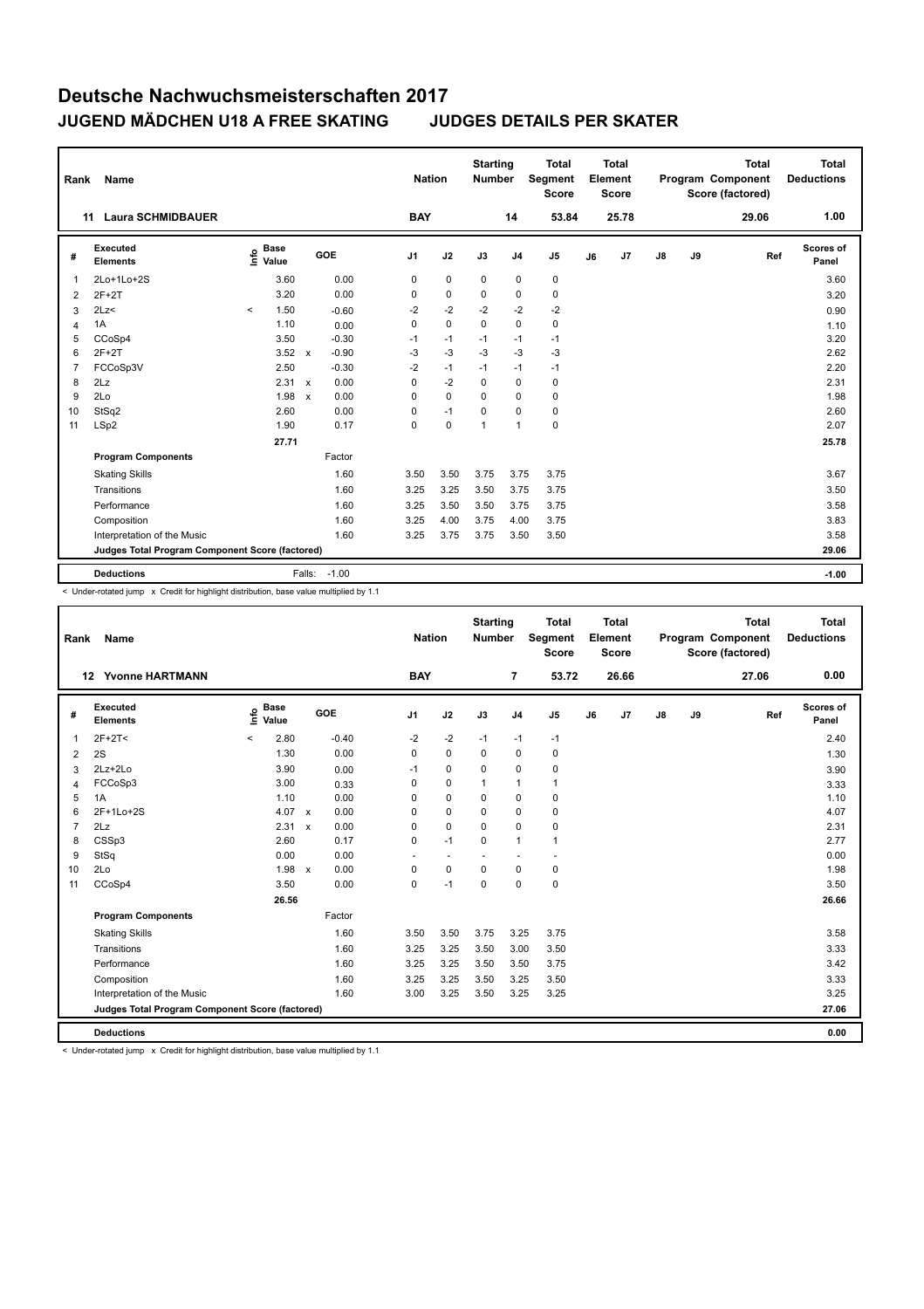# Deutsche Nachwuchsmeisterschaften 2017

## JUGEND MÄDCHEN U18 A FREE SKATING JUDGES DETAILS PER SKATER

| Rank | Name | Nation | Starting Number | Total Segment Score | Total Element Score | Total Program Component Score (factored) | Total Deductions |
|---|---|---|---|---|---|---|---|
| 11 | Laura SCHMIDBAUER | BAY | 14 | 53.84 | 25.78 | 29.06 | 1.00 |

| # | Executed Elements | Info | Base Value | | GOE | J1 | J2 | J3 | J4 | J5 | J6 | J7 | J8 | J9 | Ref | Scores of Panel |
|---|---|---|---|---|---|---|---|---|---|---|---|---|---|---|---|---|
| 1 | 2Lo+1Lo+2S | | 3.60 | | 0.00 | 0 | 0 | 0 | 0 | 0 | | | | | | 3.60 |
| 2 | 2F+2T | | 3.20 | | 0.00 | 0 | 0 | 0 | 0 | 0 | | | | | | 3.20 |
| 3 | 2Lz< | < | 1.50 | | -0.60 | -2 | -2 | -2 | -2 | -2 | | | | | | 0.90 |
| 4 | 1A | | 1.10 | | 0.00 | 0 | 0 | 0 | 0 | 0 | | | | | | 1.10 |
| 5 | CCoSp4 | | 3.50 | | -0.30 | -1 | -1 | -1 | -1 | -1 | | | | | | 3.20 |
| 6 | 2F+2T | | 3.52 | x | -0.90 | -3 | -3 | -3 | -3 | -3 | | | | | | 2.62 |
| 7 | FCCoSp3V | | 2.50 | | -0.30 | -2 | -1 | -1 | -1 | -1 | | | | | | 2.20 |
| 8 | 2Lz | | 2.31 | x | 0.00 | 0 | -2 | 0 | 0 | 0 | | | | | | 2.31 |
| 9 | 2Lo | | 1.98 | x | 0.00 | 0 | 0 | 0 | 0 | 0 | | | | | | 1.98 |
| 10 | StSq2 | | 2.60 | | 0.00 | 0 | -1 | 0 | 0 | 0 | | | | | | 2.60 |
| 11 | LSp2 | | 1.90 | | 0.17 | 0 | 0 | 1 | 1 | 0 | | | | | | 2.07 |
| | | | 27.71 | | | | | | | | | | | | | 25.78 |
| | **Program Components** | | | | Factor | | | | | | | | | | | |
| | Skating Skills | | | | 1.60 | 3.50 | 3.50 | 3.75 | 3.75 | 3.75 | | | | | | 3.67 |
| | Transitions | | | | 1.60 | 3.25 | 3.25 | 3.50 | 3.75 | 3.75 | | | | | | 3.50 |
| | Performance | | | | 1.60 | 3.25 | 3.50 | 3.50 | 3.75 | 3.75 | | | | | | 3.58 |
| | Composition | | | | 1.60 | 3.25 | 4.00 | 3.75 | 4.00 | 3.75 | | | | | | 3.83 |
| | Interpretation of the Music | | | | 1.60 | 3.25 | 3.75 | 3.75 | 3.50 | 3.50 | | | | | | 3.58 |
| | **Judges Total Program Component Score (factored)** | | | | | | | | | | | | | | | 29.06 |
| | **Deductions** | | | Falls: | -1.00 | | | | | | | | | | | -1.00 |

< Under-rotated jump x Credit for highlight distribution, base value multiplied by 1.1

| Rank | Name | Nation | Starting Number | Total Segment Score | Total Element Score | Total Program Component Score (factored) | Total Deductions |
|---|---|---|---|---|---|---|---|
| 12 | Yvonne HARTMANN | BAY | 7 | 53.72 | 26.66 | 27.06 | 0.00 |

| # | Executed Elements | Info | Base Value | | GOE | J1 | J2 | J3 | J4 | J5 | J6 | J7 | J8 | J9 | Ref | Scores of Panel |
|---|---|---|---|---|---|---|---|---|---|---|---|---|---|---|---|---|
| 1 | 2F+2T< | < | 2.80 | | -0.40 | -2 | -2 | -1 | -1 | -1 | | | | | | 2.40 |
| 2 | 2S | | 1.30 | | 0.00 | 0 | 0 | 0 | 0 | 0 | | | | | | 1.30 |
| 3 | 2Lz+2Lo | | 3.90 | | 0.00 | -1 | 0 | 0 | 0 | 0 | | | | | | 3.90 |
| 4 | FCCoSp3 | | 3.00 | | 0.33 | 0 | 0 | 1 | 1 | 1 | | | | | | 3.33 |
| 5 | 1A | | 1.10 | | 0.00 | 0 | 0 | 0 | 0 | 0 | | | | | | 1.10 |
| 6 | 2F+1Lo+2S | | 4.07 | x | 0.00 | 0 | 0 | 0 | 0 | 0 | | | | | | 4.07 |
| 7 | 2Lz | | 2.31 | x | 0.00 | 0 | 0 | 0 | 0 | 0 | | | | | | 2.31 |
| 8 | CSSp3 | | 2.60 | | 0.17 | 0 | -1 | 0 | 1 | 1 | | | | | | 2.77 |
| 9 | StSq | | 0.00 | | 0.00 | - | - | - | - | - | | | | | | 0.00 |
| 10 | 2Lo | | 1.98 | x | 0.00 | 0 | 0 | 0 | 0 | 0 | | | | | | 1.98 |
| 11 | CCoSp4 | | 3.50 | | 0.00 | 0 | -1 | 0 | 0 | 0 | | | | | | 3.50 |
| | | | 26.56 | | | | | | | | | | | | | 26.66 |
| | **Program Components** | | | | Factor | | | | | | | | | | | |
| | Skating Skills | | | | 1.60 | 3.50 | 3.50 | 3.75 | 3.25 | 3.75 | | | | | | 3.58 |
| | Transitions | | | | 1.60 | 3.25 | 3.25 | 3.50 | 3.00 | 3.50 | | | | | | 3.33 |
| | Performance | | | | 1.60 | 3.25 | 3.25 | 3.50 | 3.50 | 3.75 | | | | | | 3.42 |
| | Composition | | | | 1.60 | 3.25 | 3.25 | 3.50 | 3.25 | 3.50 | | | | | | 3.33 |
| | Interpretation of the Music | | | | 1.60 | 3.00 | 3.25 | 3.50 | 3.25 | 3.25 | | | | | | 3.25 |
| | **Judges Total Program Component Score (factored)** | | | | | | | | | | | | | | | 27.06 |
| | **Deductions** | | | | | | | | | | | | | | | 0.00 |

< Under-rotated jump x Credit for highlight distribution, base value multiplied by 1.1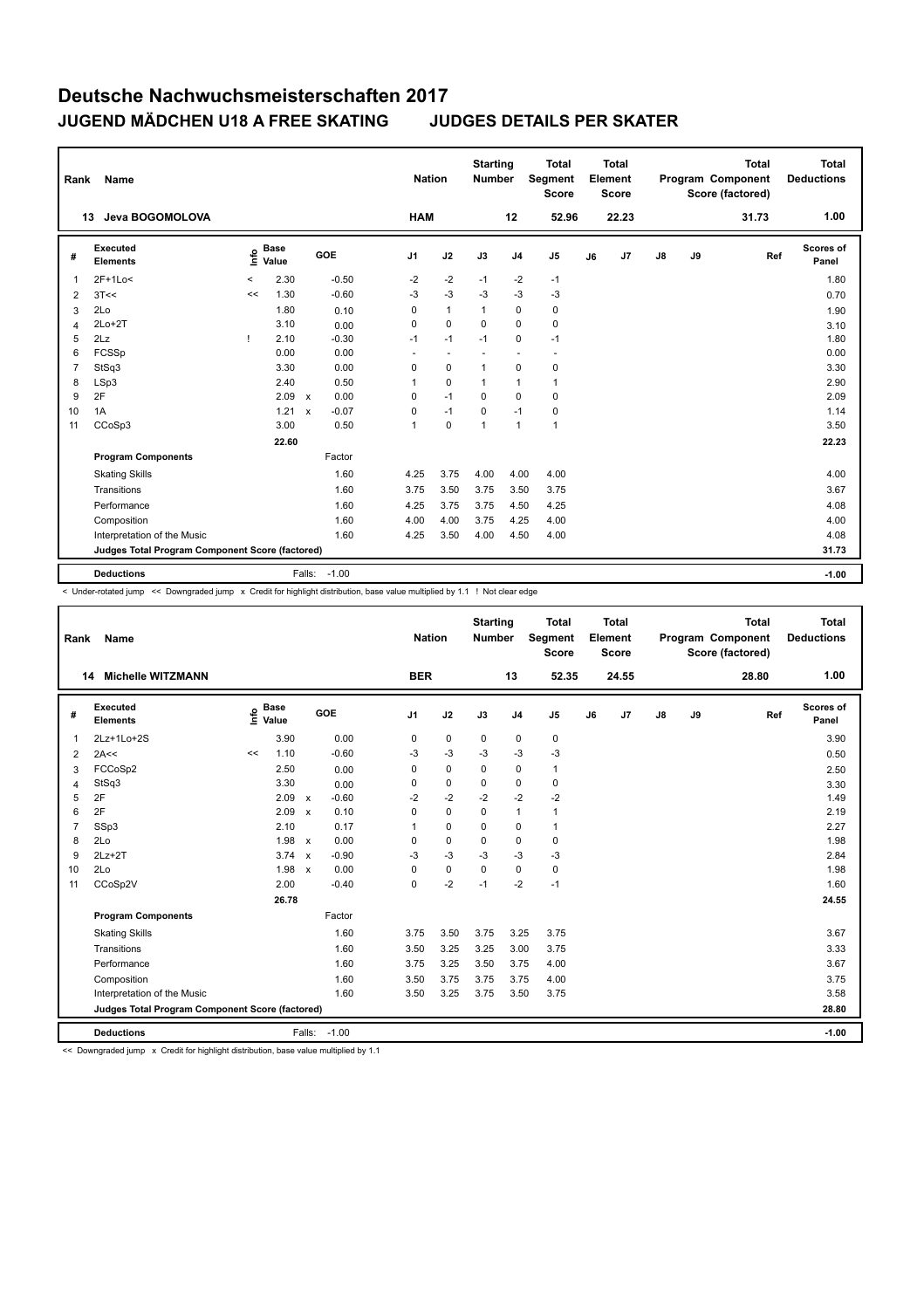# Deutsche Nachwuchsmeisterschaften 2017

## JUGEND MÄDCHEN U18 A FREE SKATING JUDGES DETAILS PER SKATER

| Rank | Name | Nation | Starting Number | Total Segment Score | Total Element Score | Total Program Component Score (factored) | Total Deductions |
|---|---|---|---|---|---|---|---|
| 13 | Jeva BOGOMOLOVA | HAM | 12 | 52.96 | 22.23 | 31.73 | 1.00 |

| # | Executed Elements | Info | Base Value | | GOE | J1 | J2 | J3 | J4 | J5 | J6 | J7 | J8 | J9 | Ref | Scores of Panel |
|---|---|---|---|---|---|---|---|---|---|---|---|---|---|---|---|---|
| 1 | 2F+1Lo< | < | 2.30 | | -0.50 | -2 | -2 | -1 | -2 | -1 | | | | | | 1.80 |
| 2 | 3T<< | << | 1.30 | | -0.60 | -3 | -3 | -3 | -3 | -3 | | | | | | 0.70 |
| 3 | 2Lo | | 1.80 | | 0.10 | 0 | 1 | 1 | 0 | 0 | | | | | | 1.90 |
| 4 | 2Lo+2T | | 3.10 | | 0.00 | 0 | 0 | 0 | 0 | 0 | | | | | | 3.10 |
| 5 | 2Lz | ! | 2.10 | | -0.30 | -1 | -1 | -1 | 0 | -1 | | | | | | 1.80 |
| 6 | FCSSp | | 0.00 | | 0.00 | - | - | - | - | - | | | | | | 0.00 |
| 7 | StSq3 | | 3.30 | | 0.00 | 0 | 0 | 1 | 0 | 0 | | | | | | 3.30 |
| 8 | LSp3 | | 2.40 | | 0.50 | 1 | 0 | 1 | 1 | 1 | | | | | | 2.90 |
| 9 | 2F | | 2.09 | x | 0.00 | 0 | -1 | 0 | 0 | 0 | | | | | | 2.09 |
| 10 | 1A | | 1.21 | x | -0.07 | 0 | -1 | 0 | -1 | 0 | | | | | | 1.14 |
| 11 | CCoSp3 | | 3.00 | | 0.50 | 1 | 0 | 1 | 1 | 1 | | | | | | 3.50 |
| | | | 22.60 | | | | | | | | | | | | | 22.23 |
| | **Program Components** | | | | Factor | | | | | | | | | | | |
| | Skating Skills | | | | 1.60 | 4.25 | 3.75 | 4.00 | 4.00 | 4.00 | | | | | | 4.00 |
| | Transitions | | | | 1.60 | 3.75 | 3.50 | 3.75 | 3.50 | 3.75 | | | | | | 3.67 |
| | Performance | | | | 1.60 | 4.25 | 3.75 | 3.75 | 4.50 | 4.25 | | | | | | 4.08 |
| | Composition | | | | 1.60 | 4.00 | 4.00 | 3.75 | 4.25 | 4.00 | | | | | | 4.00 |
| | Interpretation of the Music | | | | 1.60 | 4.25 | 3.50 | 4.00 | 4.50 | 4.00 | | | | | | 4.08 |
| | **Judges Total Program Component Score (factored)** | | | | | | | | | | | | | | | 31.73 |
| | **Deductions** | | | Falls: | -1.00 | | | | | | | | | | | -1.00 |

< Under-rotated jump << Downgraded jump x Credit for highlight distribution, base value multiplied by 1.1 ! Not clear edge

| Rank | Name | Nation | Starting Number | Total Segment Score | Total Element Score | Total Program Component Score (factored) | Total Deductions |
|---|---|---|---|---|---|---|---|
| 14 | Michelle WITZMANN | BER | 13 | 52.35 | 24.55 | 28.80 | 1.00 |

| # | Executed Elements | Info | Base Value | | GOE | J1 | J2 | J3 | J4 | J5 | J6 | J7 | J8 | J9 | Ref | Scores of Panel |
|---|---|---|---|---|---|---|---|---|---|---|---|---|---|---|---|---|
| 1 | 2Lz+1Lo+2S | | 3.90 | | 0.00 | 0 | 0 | 0 | 0 | 0 | | | | | | 3.90 |
| 2 | 2A<< | << | 1.10 | | -0.60 | -3 | -3 | -3 | -3 | -3 | | | | | | 0.50 |
| 3 | FCCoSp2 | | 2.50 | | 0.00 | 0 | 0 | 0 | 0 | 1 | | | | | | 2.50 |
| 4 | StSq3 | | 3.30 | | 0.00 | 0 | 0 | 0 | 0 | 0 | | | | | | 3.30 |
| 5 | 2F | | 2.09 | x | -0.60 | -2 | -2 | -2 | -2 | -2 | | | | | | 1.49 |
| 6 | 2F | | 2.09 | x | 0.10 | 0 | 0 | 0 | 1 | 1 | | | | | | 2.19 |
| 7 | SSp3 | | 2.10 | | 0.17 | 1 | 0 | 0 | 0 | 1 | | | | | | 2.27 |
| 8 | 2Lo | | 1.98 | x | 0.00 | 0 | 0 | 0 | 0 | 0 | | | | | | 1.98 |
| 9 | 2Lz+2T | | 3.74 | x | -0.90 | -3 | -3 | -3 | -3 | -3 | | | | | | 2.84 |
| 10 | 2Lo | | 1.98 | x | 0.00 | 0 | 0 | 0 | 0 | 0 | | | | | | 1.98 |
| 11 | CCoSp2V | | 2.00 | | -0.40 | 0 | -2 | -1 | -2 | -1 | | | | | | 1.60 |
| | | | 26.78 | | | | | | | | | | | | | 24.55 |
| | **Program Components** | | | | Factor | | | | | | | | | | | |
| | Skating Skills | | | | 1.60 | 3.75 | 3.50 | 3.75 | 3.25 | 3.75 | | | | | | 3.67 |
| | Transitions | | | | 1.60 | 3.50 | 3.25 | 3.25 | 3.00 | 3.75 | | | | | | 3.33 |
| | Performance | | | | 1.60 | 3.75 | 3.25 | 3.50 | 3.75 | 4.00 | | | | | | 3.67 |
| | Composition | | | | 1.60 | 3.50 | 3.75 | 3.75 | 3.75 | 4.00 | | | | | | 3.75 |
| | Interpretation of the Music | | | | 1.60 | 3.50 | 3.25 | 3.75 | 3.50 | 3.75 | | | | | | 3.58 |
| | **Judges Total Program Component Score (factored)** | | | | | | | | | | | | | | | 28.80 |
| | **Deductions** | | | Falls: | -1.00 | | | | | | | | | | | -1.00 |

<< Downgraded jump x Credit for highlight distribution, base value multiplied by 1.1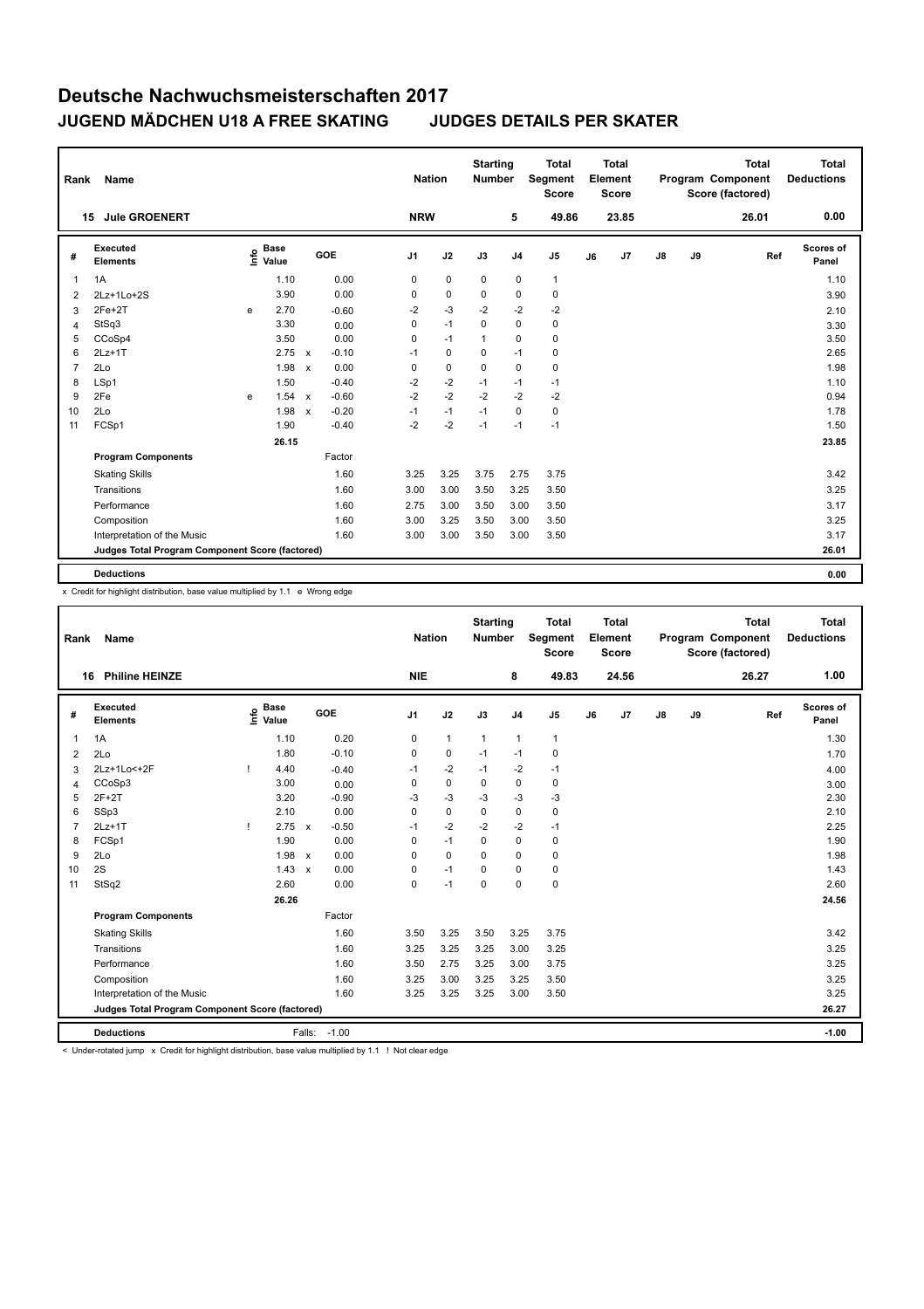# Deutsche Nachwuchsmeisterschaften 2017

## JUGEND MÄDCHEN U18 A FREE SKATING JUDGES DETAILS PER SKATER

| Rank | Name | Nation | Starting Number | Total Segment Score | Total Element Score | Total Program Component Score (factored) | Total Deductions |
|---|---|---|---|---|---|---|---|
| 15 | Jule GROENERT | NRW | 5 | 49.86 | 23.85 | 26.01 | 0.00 |

| # | Executed Elements | Info | Base Value | | GOE | J1 | J2 | J3 | J4 | J5 | J6 | J7 | J8 | J9 | Ref | Scores of Panel |
|---|---|---|---|---|---|---|---|---|---|---|---|---|---|---|---|---|
| 1 | 1A | | 1.10 | | 0.00 | 0 | 0 | 0 | 0 | 1 | | | | | | 1.10 |
| 2 | 2Lz+1Lo+2S | | 3.90 | | 0.00 | 0 | 0 | 0 | 0 | 0 | | | | | | 3.90 |
| 3 | 2Fe+2T | e | 2.70 | | -0.60 | -2 | -3 | -2 | -2 | -2 | | | | | | 2.10 |
| 4 | StSq3 | | 3.30 | | 0.00 | 0 | -1 | 0 | 0 | 0 | | | | | | 3.30 |
| 5 | CCoSp4 | | 3.50 | | 0.00 | 0 | -1 | 1 | 0 | 0 | | | | | | 3.50 |
| 6 | 2Lz+1T | | 2.75 | x | -0.10 | -1 | 0 | 0 | -1 | 0 | | | | | | 2.65 |
| 7 | 2Lo | | 1.98 | x | 0.00 | 0 | 0 | 0 | 0 | 0 | | | | | | 1.98 |
| 8 | LSp1 | | 1.50 | | -0.40 | -2 | -2 | -1 | -1 | -1 | | | | | | 1.10 |
| 9 | 2Fe | e | 1.54 | x | -0.60 | -2 | -2 | -2 | -2 | -2 | | | | | | 0.94 |
| 10 | 2Lo | | 1.98 | x | -0.20 | -1 | -1 | -1 | 0 | 0 | | | | | | 1.78 |
| 11 | FCSp1 | | 1.90 | | -0.40 | -2 | -2 | -1 | -1 | -1 | | | | | | 1.50 |
| | | | 26.15 | | | | | | | | | | | | | 23.85 |
| | **Program Components** | | | | Factor | | | | | | | | | | | |
| | Skating Skills | | | | 1.60 | 3.25 | 3.25 | 3.75 | 2.75 | 3.75 | | | | | | 3.42 |
| | Transitions | | | | 1.60 | 3.00 | 3.00 | 3.50 | 3.25 | 3.50 | | | | | | 3.25 |
| | Performance | | | | 1.60 | 2.75 | 3.00 | 3.50 | 3.00 | 3.50 | | | | | | 3.17 |
| | Composition | | | | 1.60 | 3.00 | 3.25 | 3.50 | 3.00 | 3.50 | | | | | | 3.25 |
| | Interpretation of the Music | | | | 1.60 | 3.00 | 3.00 | 3.50 | 3.00 | 3.50 | | | | | | 3.17 |
| | **Judges Total Program Component Score (factored)** | | | | | | | | | | | | | | | 26.01 |
| | **Deductions** | | | | | | | | | | | | | | | 0.00 |

x Credit for highlight distribution, base value multiplied by 1.1 e Wrong edge

| Rank | Name | Nation | Starting Number | Total Segment Score | Total Element Score | Total Program Component Score (factored) | Total Deductions |
|---|---|---|---|---|---|---|---|
| 16 | Philine HEINZE | NIE | 8 | 49.83 | 24.56 | 26.27 | 1.00 |

| # | Executed Elements | Info | Base Value | | GOE | J1 | J2 | J3 | J4 | J5 | J6 | J7 | J8 | J9 | Ref | Scores of Panel |
|---|---|---|---|---|---|---|---|---|---|---|---|---|---|---|---|---|
| 1 | 1A | | 1.10 | | 0.20 | 0 | 1 | 1 | 1 | 1 | | | | | | 1.30 |
| 2 | 2Lo | | 1.80 | | -0.10 | 0 | 0 | -1 | -1 | 0 | | | | | | 1.70 |
| 3 | 2Lz+1Lo<+2F | ! | 4.40 | | -0.40 | -1 | -2 | -1 | -2 | -1 | | | | | | 4.00 |
| 4 | CCoSp3 | | 3.00 | | 0.00 | 0 | 0 | 0 | 0 | 0 | | | | | | 3.00 |
| 5 | 2F+2T | | 3.20 | | -0.90 | -3 | -3 | -3 | -3 | -3 | | | | | | 2.30 |
| 6 | SSp3 | | 2.10 | | 0.00 | 0 | 0 | 0 | 0 | 0 | | | | | | 2.10 |
| 7 | 2Lz+1T | ! | 2.75 | x | -0.50 | -1 | -2 | -2 | -2 | -1 | | | | | | 2.25 |
| 8 | FCSp1 | | 1.90 | | 0.00 | 0 | -1 | 0 | 0 | 0 | | | | | | 1.90 |
| 9 | 2Lo | | 1.98 | x | 0.00 | 0 | 0 | 0 | 0 | 0 | | | | | | 1.98 |
| 10 | 2S | | 1.43 | x | 0.00 | 0 | -1 | 0 | 0 | 0 | | | | | | 1.43 |
| 11 | StSq2 | | 2.60 | | 0.00 | 0 | -1 | 0 | 0 | 0 | | | | | | 2.60 |
| | | | 26.26 | | | | | | | | | | | | | 24.56 |
| | **Program Components** | | | | Factor | | | | | | | | | | | |
| | Skating Skills | | | | 1.60 | 3.50 | 3.25 | 3.50 | 3.25 | 3.75 | | | | | | 3.42 |
| | Transitions | | | | 1.60 | 3.25 | 3.25 | 3.25 | 3.00 | 3.25 | | | | | | 3.25 |
| | Performance | | | | 1.60 | 3.50 | 2.75 | 3.25 | 3.00 | 3.75 | | | | | | 3.25 |
| | Composition | | | | 1.60 | 3.25 | 3.00 | 3.25 | 3.25 | 3.50 | | | | | | 3.25 |
| | Interpretation of the Music | | | | 1.60 | 3.25 | 3.25 | 3.25 | 3.00 | 3.50 | | | | | | 3.25 |
| | **Judges Total Program Component Score (factored)** | | | | | | | | | | | | | | | 26.27 |
| | **Deductions** | | Falls: | | -1.00 | | | | | | | | | | | -1.00 |

< Under-rotated jump x Credit for highlight distribution, base value multiplied by 1.1 ! Not clear edge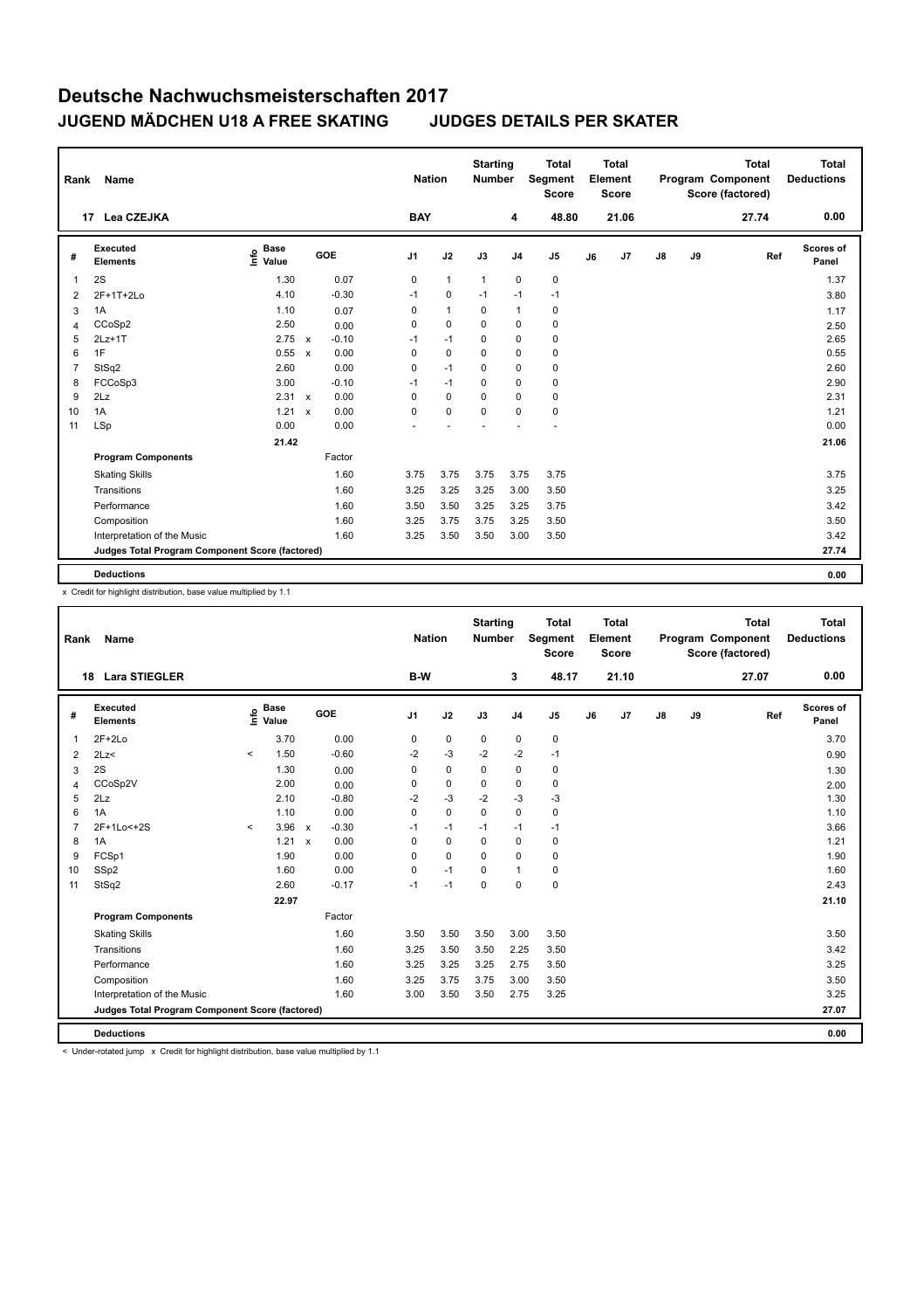# Deutsche Nachwuchsmeisterschaften 2017

## JUGEND MÄDCHEN U18 A FREE SKATING JUDGES DETAILS PER SKATER

| Rank | Name | Nation | Starting Number | Total Segment Score | Total Element Score | Total Program Component Score (factored) | Total Deductions |
|---|---|---|---|---|---|---|---|
| 17 | Lea CZEJKA | BAY | 4 | 48.80 | 21.06 | 27.74 | 0.00 |

| # | Executed Elements | Info | Base Value | | GOE | J1 | J2 | J3 | J4 | J5 | J6 | J7 | J8 | J9 | Ref | Scores of Panel |
|---|---|---|---|---|---|---|---|---|---|---|---|---|---|---|---|---|
| 1 | 2S | | 1.30 | | 0.07 | 0 | 1 | 1 | 0 | 0 | | | | | | 1.37 |
| 2 | 2F+1T+2Lo | | 4.10 | | -0.30 | -1 | 0 | -1 | -1 | -1 | | | | | | 3.80 |
| 3 | 1A | | 1.10 | | 0.07 | 0 | 1 | 0 | 1 | 0 | | | | | | 1.17 |
| 4 | CCoSp2 | | 2.50 | | 0.00 | 0 | 0 | 0 | 0 | 0 | | | | | | 2.50 |
| 5 | 2Lz+1T | | 2.75 | x | -0.10 | -1 | -1 | 0 | 0 | 0 | | | | | | 2.65 |
| 6 | 1F | | 0.55 | x | 0.00 | 0 | 0 | 0 | 0 | 0 | | | | | | 0.55 |
| 7 | StSq2 | | 2.60 | | 0.00 | 0 | -1 | 0 | 0 | 0 | | | | | | 2.60 |
| 8 | FCCoSp3 | | 3.00 | | -0.10 | -1 | -1 | 0 | 0 | 0 | | | | | | 2.90 |
| 9 | 2Lz | | 2.31 | x | 0.00 | 0 | 0 | 0 | 0 | 0 | | | | | | 2.31 |
| 10 | 1A | | 1.21 | x | 0.00 | 0 | 0 | 0 | 0 | 0 | | | | | | 1.21 |
| 11 | LSp | | 0.00 | | 0.00 | - | - | - | - | - | | | | | | 0.00 |
| | | | 21.42 | | | | | | | | | | | | | 21.06 |
| | **Program Components** | | | | Factor | | | | | | | | | | | |
| | Skating Skills | | | | 1.60 | 3.75 | 3.75 | 3.75 | 3.75 | 3.75 | | | | | | 3.75 |
| | Transitions | | | | 1.60 | 3.25 | 3.25 | 3.25 | 3.00 | 3.50 | | | | | | 3.25 |
| | Performance | | | | 1.60 | 3.50 | 3.50 | 3.25 | 3.25 | 3.75 | | | | | | 3.42 |
| | Composition | | | | 1.60 | 3.25 | 3.75 | 3.75 | 3.25 | 3.50 | | | | | | 3.50 |
| | Interpretation of the Music | | | | 1.60 | 3.25 | 3.50 | 3.50 | 3.00 | 3.50 | | | | | | 3.42 |
| | **Judges Total Program Component Score (factored)** | | | | | | | | | | | | | | | 27.74 |
| | **Deductions** | | | | | | | | | | | | | | | 0.00 |

x Credit for highlight distribution, base value multiplied by 1.1

| Rank | Name | Nation | Starting Number | Total Segment Score | Total Element Score | Total Program Component Score (factored) | Total Deductions |
|---|---|---|---|---|---|---|---|
| 18 | Lara STIEGLER | B-W | 3 | 48.17 | 21.10 | 27.07 | 0.00 |

| # | Executed Elements | Info | Base Value | | GOE | J1 | J2 | J3 | J4 | J5 | J6 | J7 | J8 | J9 | Ref | Scores of Panel |
|---|---|---|---|---|---|---|---|---|---|---|---|---|---|---|---|---|
| 1 | 2F+2Lo | | 3.70 | | 0.00 | 0 | 0 | 0 | 0 | 0 | | | | | | 3.70 |
| 2 | 2Lz< | < | 1.50 | | -0.60 | -2 | -3 | -2 | -2 | -1 | | | | | | 0.90 |
| 3 | 2S | | 1.30 | | 0.00 | 0 | 0 | 0 | 0 | 0 | | | | | | 1.30 |
| 4 | CCoSp2V | | 2.00 | | 0.00 | 0 | 0 | 0 | 0 | 0 | | | | | | 2.00 |
| 5 | 2Lz | | 2.10 | | -0.80 | -2 | -3 | -2 | -3 | -3 | | | | | | 1.30 |
| 6 | 1A | | 1.10 | | 0.00 | 0 | 0 | 0 | 0 | 0 | | | | | | 1.10 |
| 7 | 2F+1Lo<+2S | < | 3.96 | x | -0.30 | -1 | -1 | -1 | -1 | -1 | | | | | | 3.66 |
| 8 | 1A | | 1.21 | x | 0.00 | 0 | 0 | 0 | 0 | 0 | | | | | | 1.21 |
| 9 | FCSp1 | | 1.90 | | 0.00 | 0 | 0 | 0 | 0 | 0 | | | | | | 1.90 |
| 10 | SSp2 | | 1.60 | | 0.00 | 0 | -1 | 0 | 1 | 0 | | | | | | 1.60 |
| 11 | StSq2 | | 2.60 | | -0.17 | -1 | -1 | 0 | 0 | 0 | | | | | | 2.43 |
| | | | 22.97 | | | | | | | | | | | | | 21.10 |
| | **Program Components** | | | | Factor | | | | | | | | | | | |
| | Skating Skills | | | | 1.60 | 3.50 | 3.50 | 3.50 | 3.00 | 3.50 | | | | | | 3.50 |
| | Transitions | | | | 1.60 | 3.25 | 3.50 | 3.50 | 2.25 | 3.50 | | | | | | 3.42 |
| | Performance | | | | 1.60 | 3.25 | 3.25 | 3.25 | 2.75 | 3.50 | | | | | | 3.25 |
| | Composition | | | | 1.60 | 3.25 | 3.75 | 3.75 | 3.00 | 3.50 | | | | | | 3.50 |
| | Interpretation of the Music | | | | 1.60 | 3.00 | 3.50 | 3.50 | 2.75 | 3.25 | | | | | | 3.25 |
| | **Judges Total Program Component Score (factored)** | | | | | | | | | | | | | | | 27.07 |
| | **Deductions** | | | | | | | | | | | | | | | 0.00 |

< Under-rotated jump x Credit for highlight distribution, base value multiplied by 1.1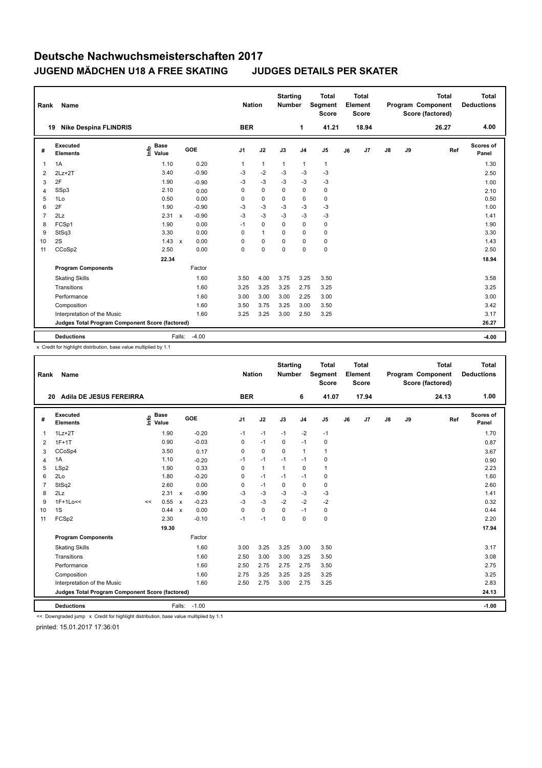# Deutsche Nachwuchsmeisterschaften 2017

## JUGEND MÄDCHEN U18 A FREE SKATING JUDGES DETAILS PER SKATER

| Rank | Name | Nation | Starting Number | Total Segment Score | Total Element Score | Total Program Component Score (factored) | Total Deductions |
|---|---|---|---|---|---|---|---|
| 19 | Nike Despina FLINDRIS | BER | 1 | 41.21 | 18.94 | 26.27 | 4.00 |

| # | Executed Elements | Info | Base Value | | GOE | J1 | J2 | J3 | J4 | J5 | J6 | J7 | J8 | J9 | Ref | Scores of Panel |
|---|---|---|---|---|---|---|---|---|---|---|---|---|---|---|---|---|
| 1 | 1A | | 1.10 | | 0.20 | 1 | 1 | 1 | 1 | 1 | | | | | | 1.30 |
| 2 | 2Lz+2T | | 3.40 | | -0.90 | -3 | -2 | -3 | -3 | -3 | | | | | | 2.50 |
| 3 | 2F | | 1.90 | | -0.90 | -3 | -3 | -3 | -3 | -3 | | | | | | 1.00 |
| 4 | SSp3 | | 2.10 | | 0.00 | 0 | 0 | 0 | 0 | 0 | | | | | | 2.10 |
| 5 | 1Lo | | 0.50 | | 0.00 | 0 | 0 | 0 | 0 | 0 | | | | | | 0.50 |
| 6 | 2F | | 1.90 | | -0.90 | -3 | -3 | -3 | -3 | -3 | | | | | | 1.00 |
| 7 | 2Lz | | 2.31 | x | -0.90 | -3 | -3 | -3 | -3 | -3 | | | | | | 1.41 |
| 8 | FCSp1 | | 1.90 | | 0.00 | -1 | 0 | 0 | 0 | 0 | | | | | | 1.90 |
| 9 | StSq3 | | 3.30 | | 0.00 | 0 | 1 | 0 | 0 | 0 | | | | | | 3.30 |
| 10 | 2S | | 1.43 | x | 0.00 | 0 | 0 | 0 | 0 | 0 | | | | | | 1.43 |
| 11 | CCoSp2 | | 2.50 | | 0.00 | 0 | 0 | 0 | 0 | 0 | | | | | | 2.50 |
| | | | 22.34 | | | | | | | | | | | | | 18.94 |
| | **Program Components** | | | | Factor | | | | | | | | | | | |
| | Skating Skills | | | | 1.60 | 3.50 | 4.00 | 3.75 | 3.25 | 3.50 | | | | | | 3.58 |
| | Transitions | | | | 1.60 | 3.25 | 3.25 | 3.25 | 2.75 | 3.25 | | | | | | 3.25 |
| | Performance | | | | 1.60 | 3.00 | 3.00 | 3.00 | 2.25 | 3.00 | | | | | | 3.00 |
| | Composition | | | | 1.60 | 3.50 | 3.75 | 3.25 | 3.00 | 3.50 | | | | | | 3.42 |
| | Interpretation of the Music | | | | 1.60 | 3.25 | 3.25 | 3.00 | 2.50 | 3.25 | | | | | | 3.17 |
| | **Judges Total Program Component Score (factored)** | | | | | | | | | | | | | | | 26.27 |
| | **Deductions** | | | Falls: | -4.00 | | | | | | | | | | | -4.00 |

x Credit for highlight distribution, base value multiplied by 1.1

| Rank | Name | Nation | Starting Number | Total Segment Score | Total Element Score | Total Program Component Score (factored) | Total Deductions |
|---|---|---|---|---|---|---|---|
| 20 | Adila DE JESUS FEREIRRA | BER | 6 | 41.07 | 17.94 | 24.13 | 1.00 |

| # | Executed Elements | Info | Base Value | | GOE | J1 | J2 | J3 | J4 | J5 | J6 | J7 | J8 | J9 | Ref | Scores of Panel |
|---|---|---|---|---|---|---|---|---|---|---|---|---|---|---|---|---|
| 1 | 1Lz+2T | | 1.90 | | -0.20 | -1 | -1 | -1 | -2 | -1 | | | | | | 1.70 |
| 2 | 1F+1T | | 0.90 | | -0.03 | 0 | -1 | 0 | -1 | 0 | | | | | | 0.87 |
| 3 | CCoSp4 | | 3.50 | | 0.17 | 0 | 0 | 0 | 1 | 1 | | | | | | 3.67 |
| 4 | 1A | | 1.10 | | -0.20 | -1 | -1 | -1 | -1 | 0 | | | | | | 0.90 |
| 5 | LSp2 | | 1.90 | | 0.33 | 0 | 1 | 1 | 0 | 1 | | | | | | 2.23 |
| 6 | 2Lo | | 1.80 | | -0.20 | 0 | -1 | -1 | -1 | 0 | | | | | | 1.60 |
| 7 | StSq2 | | 2.60 | | 0.00 | 0 | -1 | 0 | 0 | 0 | | | | | | 2.60 |
| 8 | 2Lz | | 2.31 | x | -0.90 | -3 | -3 | -3 | -3 | -3 | | | | | | 1.41 |
| 9 | 1F+1Lo<< | << | 0.55 | x | -0.23 | -3 | -3 | -2 | -2 | -2 | | | | | | 0.32 |
| 10 | 1S | | 0.44 | x | 0.00 | 0 | 0 | 0 | -1 | 0 | | | | | | 0.44 |
| 11 | FCSp2 | | 2.30 | | -0.10 | -1 | -1 | 0 | 0 | 0 | | | | | | 2.20 |
| | | | 19.30 | | | | | | | | | | | | | 17.94 |
| | **Program Components** | | | | Factor | | | | | | | | | | | |
| | Skating Skills | | | | 1.60 | 3.00 | 3.25 | 3.25 | 3.00 | 3.50 | | | | | | 3.17 |
| | Transitions | | | | 1.60 | 2.50 | 3.00 | 3.00 | 3.25 | 3.50 | | | | | | 3.08 |
| | Performance | | | | 1.60 | 2.50 | 2.75 | 2.75 | 2.75 | 3.50 | | | | | | 2.75 |
| | Composition | | | | 1.60 | 2.75 | 3.25 | 3.25 | 3.25 | 3.25 | | | | | | 3.25 |
| | Interpretation of the Music | | | | 1.60 | 2.50 | 2.75 | 3.00 | 2.75 | 3.25 | | | | | | 2.83 |
| | **Judges Total Program Component Score (factored)** | | | | | | | | | | | | | | | 24.13 |
| | **Deductions** | | | Falls: | -1.00 | | | | | | | | | | | -1.00 |

<< Downgraded jump x Credit for highlight distribution, base value multiplied by 1.1

printed: 15.01.2017 17:36:01